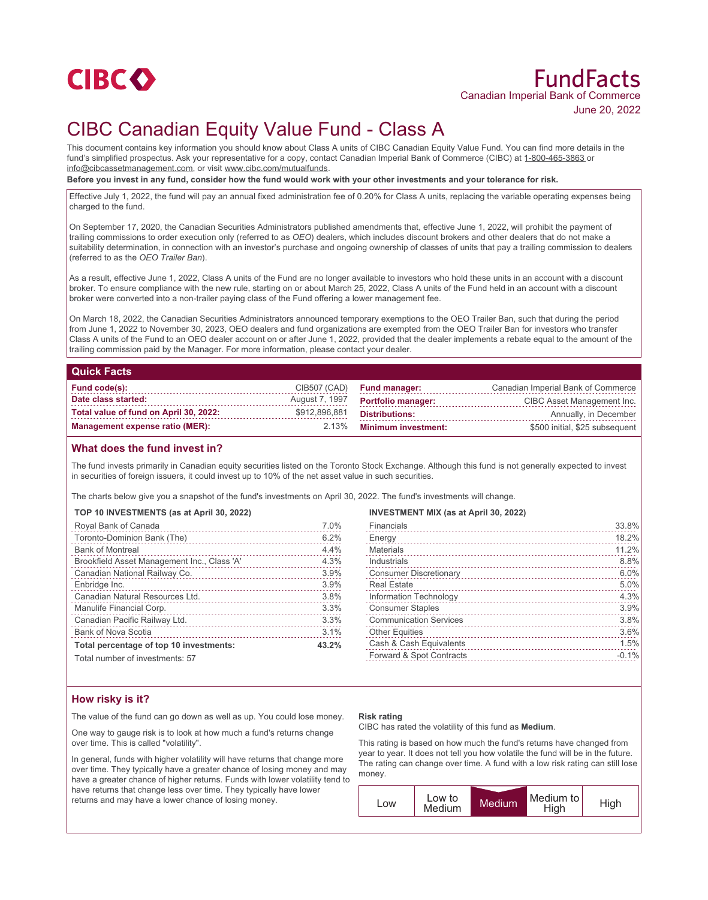CIBC

# FundFacts

Canadian Imperial Bank of Commerce

June 20, 2022

# CIBC Canadian Equity Value Fund - Class A

This document contains key information you should know about Class A units of CIBC Canadian Equity Value Fund. You can find more details in the fund's simplified prospectus. Ask your representative for a copy, contact Canadian Imperial Bank of Commerce (CIBC) at 1-800-465-3863 or info@cibcassetmanagement.com, or visit www.cibc.com/mutualfunds.

**Before you invest in any fund, consider how the fund would work with your other investments and your tolerance for risk.**

Effective July 1, 2022, the fund will pay an annual fixed administration fee of 0.20% for Class A units, replacing the variable operating expenses being charged to the fund.

On September 17, 2020, the Canadian Securities Administrators published amendments that, effective June 1, 2022, will prohibit the payment of trailing commissions to order execution only (referred to as *OEO*) dealers, which includes discount brokers and other dealers that do not make a suitability determination, in connection with an investor's purchase and ongoing ownership of classes of units that pay a trailing commission to dealers (referred to as the *OEO Trailer Ban*).

As a result, effective June 1, 2022, Class A units of the Fund are no longer available to investors who hold these units in an account with a discount broker. To ensure compliance with the new rule, starting on or about March 25, 2022, Class A units of the Fund held in an account with a discount broker were converted into a non-trailer paying class of the Fund offering a lower management fee.

On March 18, 2022, the Canadian Securities Administrators announced temporary exemptions to the OEO Trailer Ban, such that during the period from June 1, 2022 to November 30, 2023, OEO dealers and fund organizations are exempted from the OEO Trailer Ban for investors who transfer Class A units of the Fund to an OEO dealer account on or after June 1, 2022, provided that the dealer implements a rebate equal to the amount of the trailing commission paid by the Manager. For more information, please contact your dealer.

## Quick Facts

| | | | |
|---|---|---|---|
| **Fund code(s):** | CIB507 (CAD) | **Fund manager:** | Canadian Imperial Bank of Commerce |
| **Date class started:** | August 7, 1997 | **Portfolio manager:** | CIBC Asset Management Inc. |
| **Total value of fund on April 30, 2022:** | $912,896,881 | **Distributions:** | Annually, in December |
| **Management expense ratio (MER):** | 2.13% | **Minimum investment:** | $500 initial, $25 subsequent |

## What does the fund invest in?

The fund invests primarily in Canadian equity securities listed on the Toronto Stock Exchange. Although this fund is not generally expected to invest in securities of foreign issuers, it could invest up to 10% of the net asset value in such securities.

The charts below give you a snapshot of the fund's investments on April 30, 2022. The fund's investments will change.

**TOP 10 INVESTMENTS (as at April 30, 2022)**

| Investment | % |
|---|---|
| Royal Bank of Canada | 7.0% |
| Toronto-Dominion Bank (The) | 6.2% |
| Bank of Montreal | 4.4% |
| Brookfield Asset Management Inc., Class 'A' | 4.3% |
| Canadian National Railway Co. | 3.9% |
| Enbridge Inc. | 3.9% |
| Canadian Natural Resources Ltd. | 3.8% |
| Manulife Financial Corp. | 3.3% |
| Canadian Pacific Railway Ltd. | 3.3% |
| Bank of Nova Scotia | 3.1% |
| **Total percentage of top 10 investments:** | **43.2%** |

Total number of investments: 57

**INVESTMENT MIX (as at April 30, 2022)**

| Sector | % |
|---|---|
| Financials | 33.8% |
| Energy | 18.2% |
| Materials | 11.2% |
| Industrials | 8.8% |
| Consumer Discretionary | 6.0% |
| Real Estate | 5.0% |
| Information Technology | 4.3% |
| Consumer Staples | 3.9% |
| Communication Services | 3.8% |
| Other Equities | 3.6% |
| Cash & Cash Equivalents | 1.5% |
| Forward & Spot Contracts | -0.1% |

## How risky is it?

The value of the fund can go down as well as up. You could lose money.

One way to gauge risk is to look at how much a fund's returns change over time. This is called "volatility".

In general, funds with higher volatility will have returns that change more over time. They typically have a greater chance of losing money and may have a greater chance of higher returns. Funds with lower volatility tend to have returns that change less over time. They typically have lower returns and may have a lower chance of losing money.

**Risk rating**

CIBC has rated the volatility of this fund as **Medium**.

This rating is based on how much the fund's returns have changed from year to year. It does not tell you how volatile the fund will be in the future. The rating can change over time. A fund with a low risk rating can still lose money.

| Low | Low to Medium | **Medium** | Medium to High | High |
|---|---|---|---|---|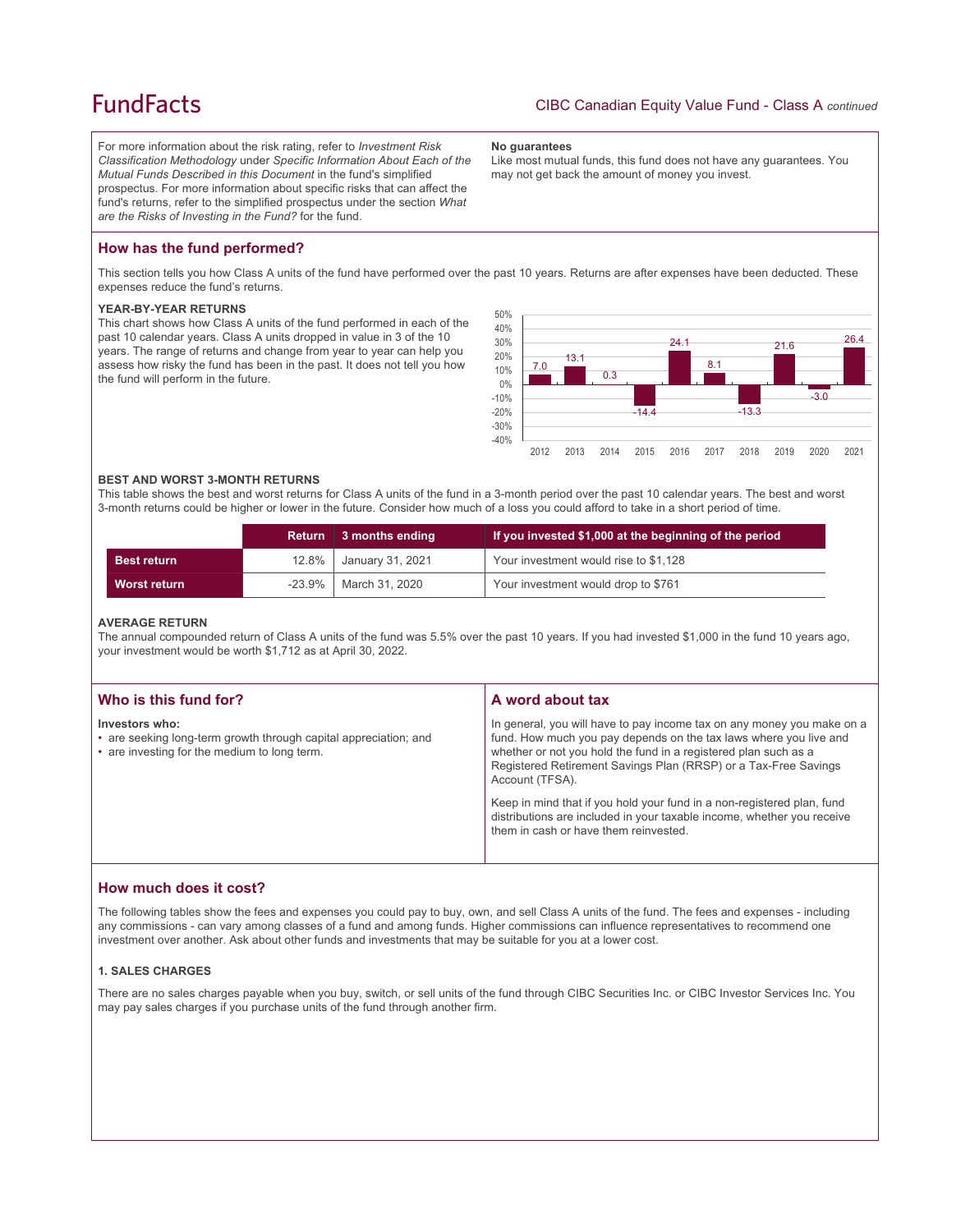For more information about the risk rating, refer to *Investment Risk Classification Methodology* under *Specific Information About Each of the Mutual Funds Described in this Document* in the fund's simplified prospectus. For more information about specific risks that can affect the fund's returns, refer to the simplified prospectus under the section *What are the Risks of Investing in the Fund?* for the fund.

**No guarantees**

Like most mutual funds, this fund does not have any guarantees. You may not get back the amount of money you invest.

## How has the fund performed?

This section tells you how Class A units of the fund have performed over the past 10 years. Returns are after expenses have been deducted. These expenses reduce the fund's returns.

### YEAR-BY-YEAR RETURNS

This chart shows how Class A units of the fund performed in each of the past 10 calendar years. Class A units dropped in value in 3 of the 10 years. The range of returns and change from year to year can help you assess how risky the fund has been in the past. It does not tell you how the fund will perform in the future.

| Year | 2012 | 2013 | 2014 | 2015 | 2016 | 2017 | 2018 | 2019 | 2020 | 2021 |
|---|---|---|---|---|---|---|---|---|---|---|
| Return (%) | 7.0 | 13.1 | 0.3 | -14.4 | 24.1 | 8.1 | -13.3 | 21.6 | -3.0 | 26.4 |

### BEST AND WORST 3-MONTH RETURNS

This table shows the best and worst returns for Class A units of the fund in a 3-month period over the past 10 calendar years. The best and worst 3-month returns could be higher or lower in the future. Consider how much of a loss you could afford to take in a short period of time.

| | Return | 3 months ending | If you invested $1,000 at the beginning of the period |
|---|---|---|---|
| **Best return** | 12.8% | January 31, 2021 | Your investment would rise to $1,128 |
| **Worst return** | -23.9% | March 31, 2020 | Your investment would drop to $761 |

### AVERAGE RETURN

The annual compounded return of Class A units of the fund was 5.5% over the past 10 years. If you had invested $1,000 in the fund 10 years ago, your investment would be worth $1,712 as at April 30, 2022.

## Who is this fund for?

**Investors who:**

- are seeking long-term growth through capital appreciation; and
- are investing for the medium to long term.

## A word about tax

In general, you will have to pay income tax on any money you make on a fund. How much you pay depends on the tax laws where you live and whether or not you hold the fund in a registered plan such as a Registered Retirement Savings Plan (RRSP) or a Tax-Free Savings Account (TFSA).

Keep in mind that if you hold your fund in a non-registered plan, fund distributions are included in your taxable income, whether you receive them in cash or have them reinvested.

## How much does it cost?

The following tables show the fees and expenses you could pay to buy, own, and sell Class A units of the fund. The fees and expenses - including any commissions - can vary among classes of a fund and among funds. Higher commissions can influence representatives to recommend one investment over another. Ask about other funds and investments that may be suitable for you at a lower cost.

### 1. SALES CHARGES

There are no sales charges payable when you buy, switch, or sell units of the fund through CIBC Securities Inc. or CIBC Investor Services Inc. You may pay sales charges if you purchase units of the fund through another firm.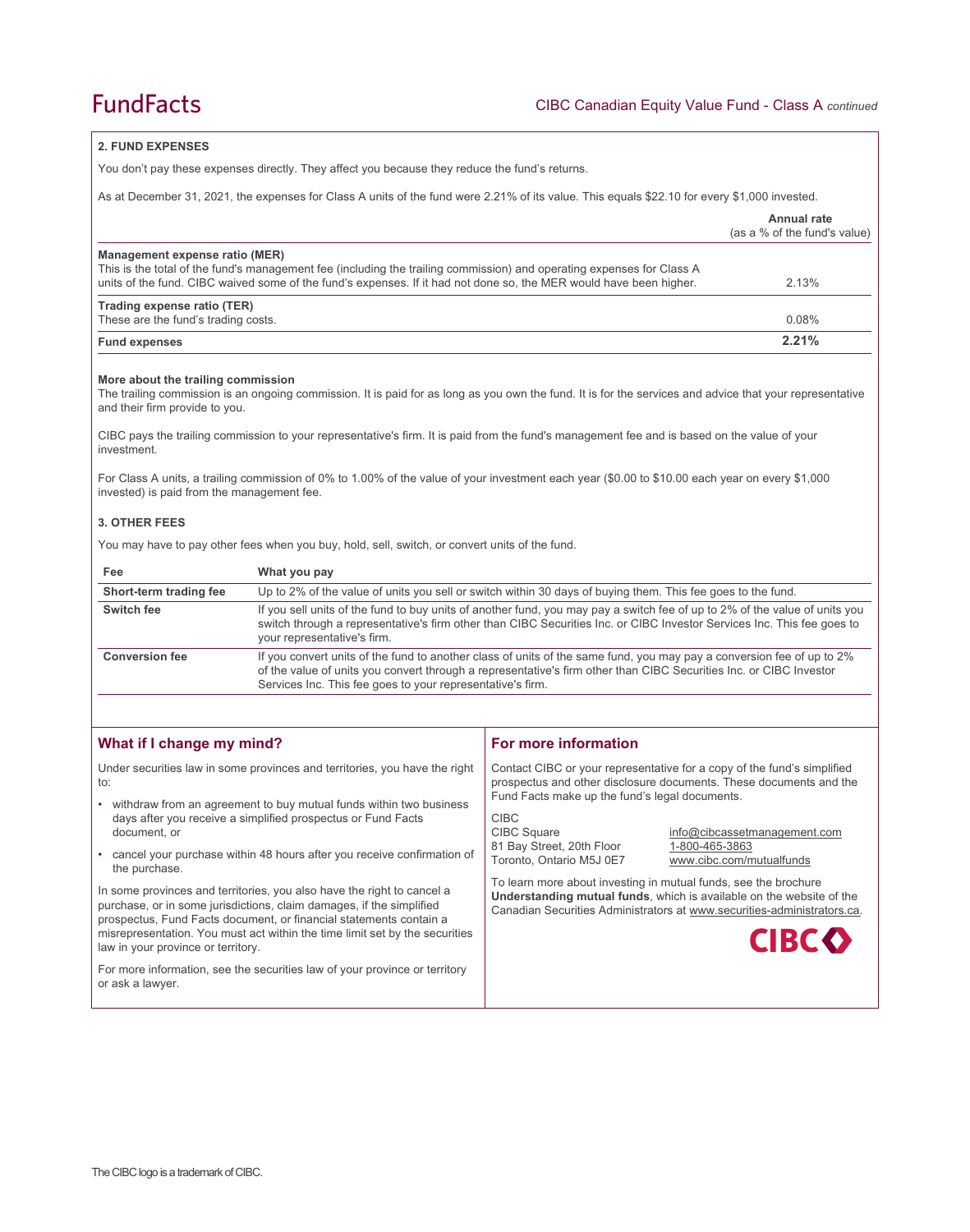## 2. FUND EXPENSES

You don't pay these expenses directly. They affect you because they reduce the fund's returns.

As at December 31, 2021, the expenses for Class A units of the fund were 2.21% of its value. This equals $22.10 for every $1,000 invested.

| | Annual rate (as a % of the fund's value) |
|---|---|
| **Management expense ratio (MER)** This is the total of the fund's management fee (including the trailing commission) and operating expenses for Class A units of the fund. CIBC waived some of the fund's expenses. If it had not done so, the MER would have been higher. | 2.13% |
| **Trading expense ratio (TER)** These are the fund's trading costs. | 0.08% |
| **Fund expenses** | **2.21%** |

**More about the trailing commission**

The trailing commission is an ongoing commission. It is paid for as long as you own the fund. It is for the services and advice that your representative and their firm provide to you.

CIBC pays the trailing commission to your representative's firm. It is paid from the fund's management fee and is based on the value of your investment.

For Class A units, a trailing commission of 0% to 1.00% of the value of your investment each year ($0.00 to $10.00 each year on every $1,000 invested) is paid from the management fee.

## 3. OTHER FEES

You may have to pay other fees when you buy, hold, sell, switch, or convert units of the fund.

| Fee | What you pay |
|---|---|
| **Short-term trading fee** | Up to 2% of the value of units you sell or switch within 30 days of buying them. This fee goes to the fund. |
| **Switch fee** | If you sell units of the fund to buy units of another fund, you may pay a switch fee of up to 2% of the value of units you switch through a representative's firm other than CIBC Securities Inc. or CIBC Investor Services Inc. This fee goes to your representative's firm. |
| **Conversion fee** | If you convert units of the fund to another class of units of the same fund, you may pay a conversion fee of up to 2% of the value of units you convert through a representative's firm other than CIBC Securities Inc. or CIBC Investor Services Inc. This fee goes to your representative's firm. |

## What if I change my mind?

Under securities law in some provinces and territories, you have the right to:

- withdraw from an agreement to buy mutual funds within two business days after you receive a simplified prospectus or Fund Facts document, or
- cancel your purchase within 48 hours after you receive confirmation of the purchase.

In some provinces and territories, you also have the right to cancel a purchase, or in some jurisdictions, claim damages, if the simplified prospectus, Fund Facts document, or financial statements contain a misrepresentation. You must act within the time limit set by the securities law in your province or territory.

For more information, see the securities law of your province or territory or ask a lawyer.

## For more information

Contact CIBC or your representative for a copy of the fund's simplified prospectus and other disclosure documents. These documents and the Fund Facts make up the fund's legal documents.

CIBC
CIBC Square
81 Bay Street, 20th Floor
Toronto, Ontario M5J 0E7

info@cibcassetmanagement.com
1-800-465-3863
www.cibc.com/mutualfunds

To learn more about investing in mutual funds, see the brochure **Understanding mutual funds**, which is available on the website of the Canadian Securities Administrators at www.securities-administrators.ca.

The CIBC logo is a trademark of CIBC.